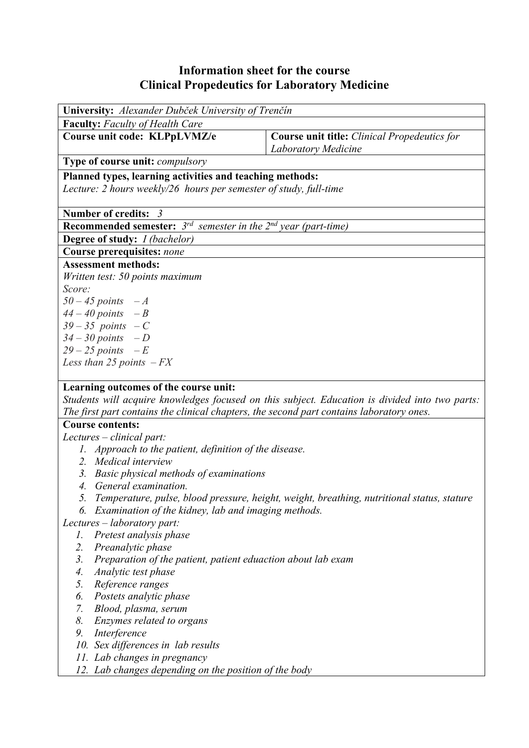# Information sheet for the course
# Clinical Propedeutics for Laboratory Medicine

**University:** *Alexander Dubček University of Trenčín*

**Faculty:** *Faculty of Health Care*

**Course unit code: KLPpLVMZ/e**

**Course unit title:** *Clinical Propedeutics for Laboratory Medicine*

**Type of course unit:** *compulsory*

**Planned types, learning activities and teaching methods:**
*Lecture: 2 hours weekly/26 hours per semester of study, full-time*

**Number of credits:** *3*

**Recommended semester:** *3rd semester in the 2nd year (part-time)*

**Degree of study:** *I (bachelor)*

**Course prerequisites:** *none*

**Assessment methods:**
*Written test: 50 points maximum*
*Score:*
*50 – 45 points – A*
*44 – 40 points – B*
*39 – 35 points – C*
*34 – 30 points – D*
*29 – 25 points – E*
*Less than 25 points – FX*

**Learning outcomes of the course unit:**
*Students will acquire knowledges focused on this subject. Education is divided into two parts: The first part contains the clinical chapters, the second part contains laboratory ones.*

**Course contents:**
*Lectures – clinical part:*
1. *Approach to the patient, definition of the disease.*
2. *Medical interview*
3. *Basic physical methods of examinations*
4. *General examination.*
5. *Temperature, pulse, blood pressure, height, weight, breathing, nutritional status, stature*
6. *Examination of the kidney, lab and imaging methods.*

*Lectures – laboratory part:*
1. *Pretest analysis phase*
2. *Preanalytic phase*
3. *Preparation of the patient, patient eduaction about lab exam*
4. *Analytic test phase*
5. *Reference ranges*
6. *Postets analytic phase*
7. *Blood, plasma, serum*
8. *Enzymes related to organs*
9. *Interference*
10. *Sex differences in lab results*
11. *Lab changes in pregnancy*
12. *Lab changes depending on the position of the body*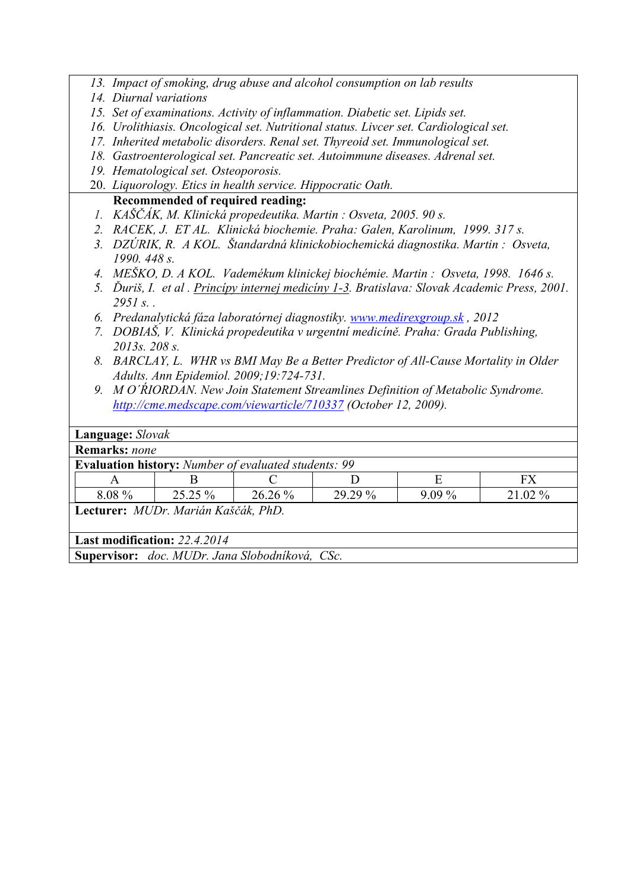13. *Impact of smoking, drug abuse and alcohol consumption on lab results*
14. *Diurnal variations*
15. *Set of examinations. Activity of inflammation. Diabetic set. Lipids set.*
16. *Urolithiasis. Oncological set. Nutritional status. Livcer set. Cardiological set.*
17. *Inherited metabolic disorders. Renal set. Thyroid set. Immunological set.*
18. *Gastroenterological set. Pancreatic set. Autoimmune diseases. Adrenal set.*
19. *Hematological set. Osteoporosis.*
20. *Liquorology. Etics in health service. Hippocratic Oath.*

**Recommended of required reading:**

1. *KAŠČÁK, M. Klinická propedeutika. Martin : Osveta, 2005. 90 s.*
2. *RACEK, J. ET AL. Klinická biochemie. Praha: Galen, Karolinum, 1999. 317 s.*
3. *DZÚRIK, R. A KOL. Štandardná klinickobiochemická diagnostika. Martin : Osveta, 1990. 448 s.*
4. *MEŠKO, D. A KOL. Vademékum klinickej biochémie. Martin : Osveta, 1998. 1646 s.*
5. *Ďuriš, I. et al . Princípy internej medicíny 1-3. Bratislava: Slovak Academic Press, 2001. 2951 s. .*
6. *Predanalytická fáza laboratórnej diagnostiky. www.medirexgroup.sk , 2012*
7. *DOBIAŠ, V. Klinická propedeutika v urgentní medicíně. Praha: Grada Publishing, 2013s. 208 s.*
8. *BARCLAY, L. WHR vs BMI May Be a Better Predictor of All-Cause Mortality in Older Adults. Ann Epidemiol. 2009;19:724-731.*
9. *M O´ŔIORDAN. New Join Statement Streamlines Definition of Metabolic Syndrome. http://cme.medscape.com/viewarticle/710337 (October 12, 2009).*

**Language:** *Slovak*

**Remarks:** *none*

**Evaluation history:** *Number of evaluated students: 99*

| A | B | C | D | E | FX |
|---|---|---|---|---|---|
| 8.08 % | 25.25 % | 26.26 % | 29.29 % | 9.09 % | 21.02 % |

**Lecturer:** *MUDr. Marián Kaščák, PhD.*

**Last modification:** *22.4.2014*

**Supervisor:** *doc. MUDr. Jana Slobodníková, CSc.*